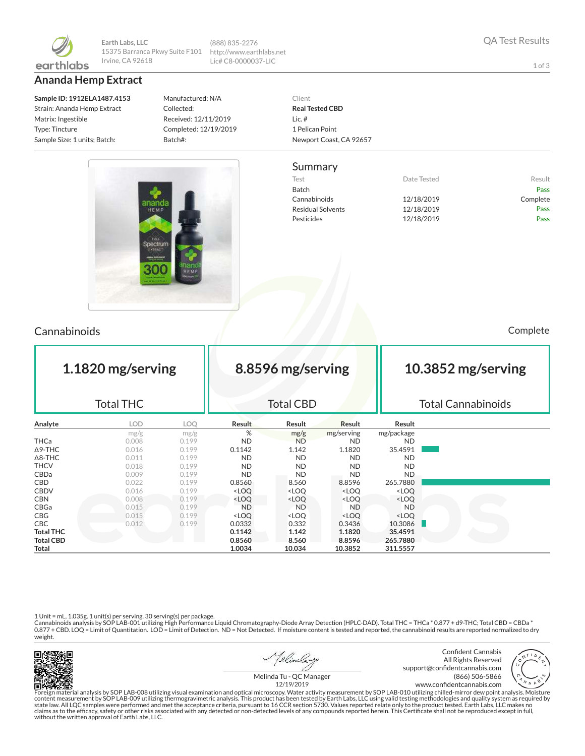Earth Labs, LLC
15375 Barranca Pkwy Suite F101
Irvine, CA 92618

(888) 835-2276
http://www.earthlabs.net
Lic# C8-0000037-LIC

QA Test Results

# Ananda Hemp Extract

**Sample ID: 1912ELA1487.4153**
Strain: Ananda Hemp Extract
Matrix: Ingestible
Type: Tincture
Sample Size: 1 units; Batch:

Manufactured: N/A
Collected:
Received: 12/11/2019
Completed: 12/19/2019
Batch#:

Client
**Real Tested CBD**
Lic. #
1 Pelican Point
Newport Coast, CA 92657

## Summary

| Test | Date Tested | Result |
|---|---|---|
| Batch | | Pass |
| Cannabinoids | 12/18/2019 | Complete |
| Residual Solvents | 12/18/2019 | Pass |
| Pesticides | 12/18/2019 | Pass |

## Cannabinoids

Complete

| 1.1820 mg/serving | 8.8596 mg/serving | 10.3852 mg/serving |
|---|---|---|
| Total THC | Total CBD | Total Cannabinoids |

| Analyte | LOD | LOQ | Result | Result | Result | Result |
|---|---|---|---|---|---|---|
| | mg/g | mg/g | % | mg/g | mg/serving | mg/package |
| THCa | 0.008 | 0.199 | ND | ND | ND | ND |
| Δ9-THC | 0.016 | 0.199 | 0.1142 | 1.142 | 1.1820 | 35.4591 |
| Δ8-THC | 0.011 | 0.199 | ND | ND | ND | ND |
| THCV | 0.018 | 0.199 | ND | ND | ND | ND |
| CBDa | 0.009 | 0.199 | ND | ND | ND | ND |
| CBD | 0.022 | 0.199 | 0.8560 | 8.560 | 8.8596 | 265.7880 |
| CBDV | 0.016 | 0.199 | <LOQ | <LOQ | <LOQ | <LOQ |
| CBN | 0.008 | 0.199 | <LOQ | <LOQ | <LOQ | <LOQ |
| CBGa | 0.015 | 0.199 | ND | ND | ND | ND |
| CBG | 0.015 | 0.199 | <LOQ | <LOQ | <LOQ | <LOQ |
| CBC | 0.012 | 0.199 | 0.0332 | 0.332 | 0.3436 | 10.3086 |
| **Total THC** | | | **0.1142** | **1.142** | **1.1820** | **35.4591** |
| **Total CBD** | | | **0.8560** | **8.560** | **8.8596** | **265.7880** |
| **Total** | | | **1.0034** | **10.034** | **10.3852** | **311.5557** |

1 Unit = mL, 1.035g. 1 unit(s) per serving. 30 serving(s) per package.
Cannabinoids analysis by SOP LAB-001 utilizing High Performance Liquid Chromatography-Diode Array Detection (HPLC-DAD). Total THC = THCa * 0.877 + d9-THC; Total CBD = CBDa * 0.877 + CBD. LOQ = Limit of Quantitation. LOD = Limit of Detection. ND = Not Detected. If moisture content is tested and reported, the cannabinoid results are reported normalized to dry weight.

Melinda Tu - QC Manager
12/19/2019

Confident Cannabis
All Rights Reserved
support@confidentcannabis.com
(866) 506-5866
www.confidentcannabis.com

Foreign material analysis by SOP LAB-008 utilizing visual examination and optical microscopy. Water activity measurement by SOP LAB-010 utilizing chilled-mirror dew point analysis. Moisture content measurement by SOP LAB-009 utilizing thermogravimetric analysis. This product has been tested by Earth Labs, LLC using valid testing methodologies and quality system as required by state law. All LQC samples were performed and met the acceptance criteria, pursuant to 16 CCR section 5730. Values reported relate only to the product tested. Earth Labs, LLC makes no claims as to the efficacy, safety or other risks associated with any detected or non-detected levels of any compounds reported herein. This Certificate shall not be reproduced except in full, without the written approval of Earth Labs, LLC.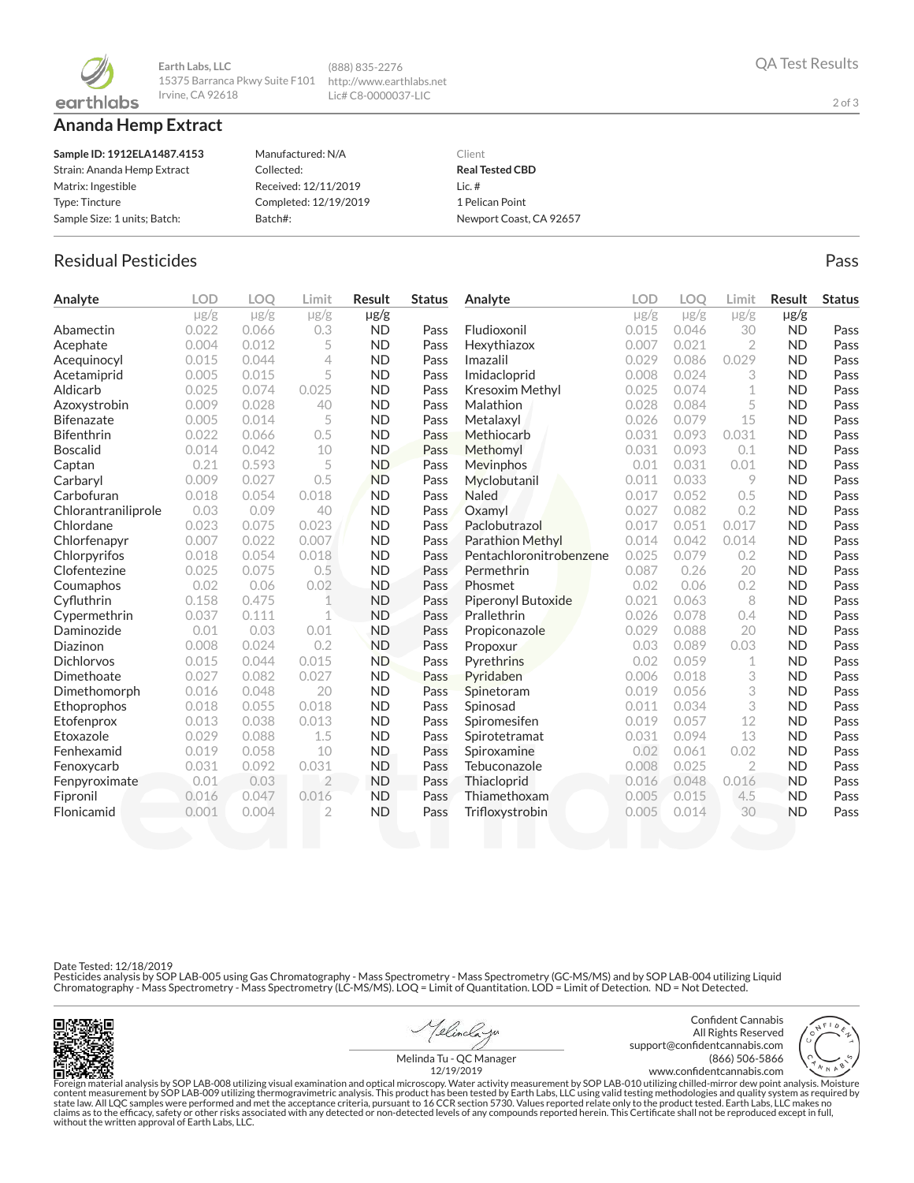Earth Labs, LLC
15375 Barranca Pkwy Suite F101
Irvine, CA 92618

(888) 835-2276
http://www.earthlabs.net
Lic# C8-0000037-LIC

QA Test Results

# Ananda Hemp Extract

| | | |
|---|---|---|
| **Sample ID: 1912ELA1487.4153** | Manufactured: N/A | Client |
| Strain: Ananda Hemp Extract | Collected: | **Real Tested CBD** |
| Matrix: Ingestible | Received: 12/11/2019 | Lic. # |
| Type: Tincture | Completed: 12/19/2019 | 1 Pelican Point |
| Sample Size: 1 units; Batch: | Batch#: | Newport Coast, CA 92657 |

## Residual Pesticides

Pass

| Analyte | LOD | LOQ | Limit | Result | Status |
|---|---|---|---|---|---|
| | μg/g | μg/g | μg/g | μg/g | |
| Abamectin | 0.022 | 0.066 | 0.3 | ND | Pass |
| Acephate | 0.004 | 0.012 | 5 | ND | Pass |
| Acequinocyl | 0.015 | 0.044 | 4 | ND | Pass |
| Acetamiprid | 0.005 | 0.015 | 5 | ND | Pass |
| Aldicarb | 0.025 | 0.074 | 0.025 | ND | Pass |
| Azoxystrobin | 0.009 | 0.028 | 40 | ND | Pass |
| Bifenazate | 0.005 | 0.014 | 5 | ND | Pass |
| Bifenthrin | 0.022 | 0.066 | 0.5 | ND | Pass |
| Boscalid | 0.014 | 0.042 | 10 | ND | Pass |
| Captan | 0.21 | 0.593 | 5 | ND | Pass |
| Carbaryl | 0.009 | 0.027 | 0.5 | ND | Pass |
| Carbofuran | 0.018 | 0.054 | 0.018 | ND | Pass |
| Chlorantraniliprole | 0.03 | 0.09 | 40 | ND | Pass |
| Chlordane | 0.023 | 0.075 | 0.023 | ND | Pass |
| Chlorfenapyr | 0.007 | 0.022 | 0.007 | ND | Pass |
| Chlorpyrifos | 0.018 | 0.054 | 0.018 | ND | Pass |
| Clofentezine | 0.025 | 0.075 | 0.5 | ND | Pass |
| Coumaphos | 0.02 | 0.06 | 0.02 | ND | Pass |
| Cyfluthrin | 0.158 | 0.475 | 1 | ND | Pass |
| Cypermethrin | 0.037 | 0.111 | 1 | ND | Pass |
| Daminozide | 0.01 | 0.03 | 0.01 | ND | Pass |
| Diazinon | 0.008 | 0.024 | 0.2 | ND | Pass |
| Dichlorvos | 0.015 | 0.044 | 0.015 | ND | Pass |
| Dimethoate | 0.027 | 0.082 | 0.027 | ND | Pass |
| Dimethomorph | 0.016 | 0.048 | 20 | ND | Pass |
| Ethoprophos | 0.018 | 0.055 | 0.018 | ND | Pass |
| Etofenprox | 0.013 | 0.038 | 0.013 | ND | Pass |
| Etoxazole | 0.029 | 0.088 | 1.5 | ND | Pass |
| Fenhexamid | 0.019 | 0.058 | 10 | ND | Pass |
| Fenoxycarb | 0.031 | 0.092 | 0.031 | ND | Pass |
| Fenpyroximate | 0.01 | 0.03 | 2 | ND | Pass |
| Fipronil | 0.016 | 0.047 | 0.016 | ND | Pass |
| Flonicamid | 0.001 | 0.004 | 2 | ND | Pass |
| Fludioxonil | 0.015 | 0.046 | 30 | ND | Pass |
| Hexythiazox | 0.007 | 0.021 | 2 | ND | Pass |
| Imazalil | 0.029 | 0.086 | 0.029 | ND | Pass |
| Imidacloprid | 0.008 | 0.024 | 3 | ND | Pass |
| Kresoxim Methyl | 0.025 | 0.074 | 1 | ND | Pass |
| Malathion | 0.028 | 0.084 | 5 | ND | Pass |
| Metalaxyl | 0.026 | 0.079 | 15 | ND | Pass |
| Methiocarb | 0.031 | 0.093 | 0.031 | ND | Pass |
| Methomyl | 0.031 | 0.093 | 0.1 | ND | Pass |
| Mevinphos | 0.01 | 0.031 | 0.01 | ND | Pass |
| Myclobutanil | 0.011 | 0.033 | 9 | ND | Pass |
| Naled | 0.017 | 0.052 | 0.5 | ND | Pass |
| Oxamyl | 0.027 | 0.082 | 0.2 | ND | Pass |
| Paclobutrazol | 0.017 | 0.051 | 0.017 | ND | Pass |
| Parathion Methyl | 0.014 | 0.042 | 0.014 | ND | Pass |
| Pentachloronitrobenzene | 0.025 | 0.079 | 0.2 | ND | Pass |
| Permethrin | 0.087 | 0.26 | 20 | ND | Pass |
| Phosmet | 0.02 | 0.06 | 0.2 | ND | Pass |
| Piperonyl Butoxide | 0.021 | 0.063 | 8 | ND | Pass |
| Prallethrin | 0.026 | 0.078 | 0.4 | ND | Pass |
| Propiconazole | 0.029 | 0.088 | 20 | ND | Pass |
| Propoxur | 0.03 | 0.089 | 0.03 | ND | Pass |
| Pyrethrins | 0.02 | 0.059 | 1 | ND | Pass |
| Pyridaben | 0.006 | 0.018 | 3 | ND | Pass |
| Spinetoram | 0.019 | 0.056 | 3 | ND | Pass |
| Spinosad | 0.011 | 0.034 | 3 | ND | Pass |
| Spiromesifen | 0.019 | 0.057 | 12 | ND | Pass |
| Spirotetramat | 0.031 | 0.094 | 13 | ND | Pass |
| Spiroxamine | 0.02 | 0.061 | 0.02 | ND | Pass |
| Tebuconazole | 0.008 | 0.025 | 2 | ND | Pass |
| Thiacloprid | 0.016 | 0.048 | 0.016 | ND | Pass |
| Thiamethoxam | 0.005 | 0.015 | 4.5 | ND | Pass |
| Trifloxystrobin | 0.005 | 0.014 | 30 | ND | Pass |

Date Tested: 12/18/2019
Pesticides analysis by SOP LAB-005 using Gas Chromatography - Mass Spectrometry - Mass Spectrometry (GC-MS/MS) and by SOP LAB-004 utilizing Liquid Chromatography - Mass Spectrometry - Mass Spectrometry (LC-MS/MS). LOQ = Limit of Quantitation. LOD = Limit of Detection. ND = Not Detected.

Melinda Tu - QC Manager
12/19/2019

Confident Cannabis
All Rights Reserved
support@confidentcannabis.com
(866) 506-5866
www.confidentcannabis.com

Foreign material analysis by SOP LAB-008 utilizing visual examination and optical microscopy. Water activity measurement by SOP LAB-010 utilizing chilled-mirror dew point analysis. Moisture content measurement by SOP LAB-009 utilizing thermogravimetric analysis. This product has been tested by Earth Labs, LLC using valid testing methodologies and quality system as required by state law. All LQC samples were performed and met the acceptance criteria, pursuant to 16 CCR section 5730. Values reported relate only to the product tested. Earth Labs, LLC makes no claims as to the efficacy, safety or other risks associated with any detected or non-detected levels of any compounds reported herein. This Certificate shall not be reproduced except in full, without the written approval of Earth Labs, LLC.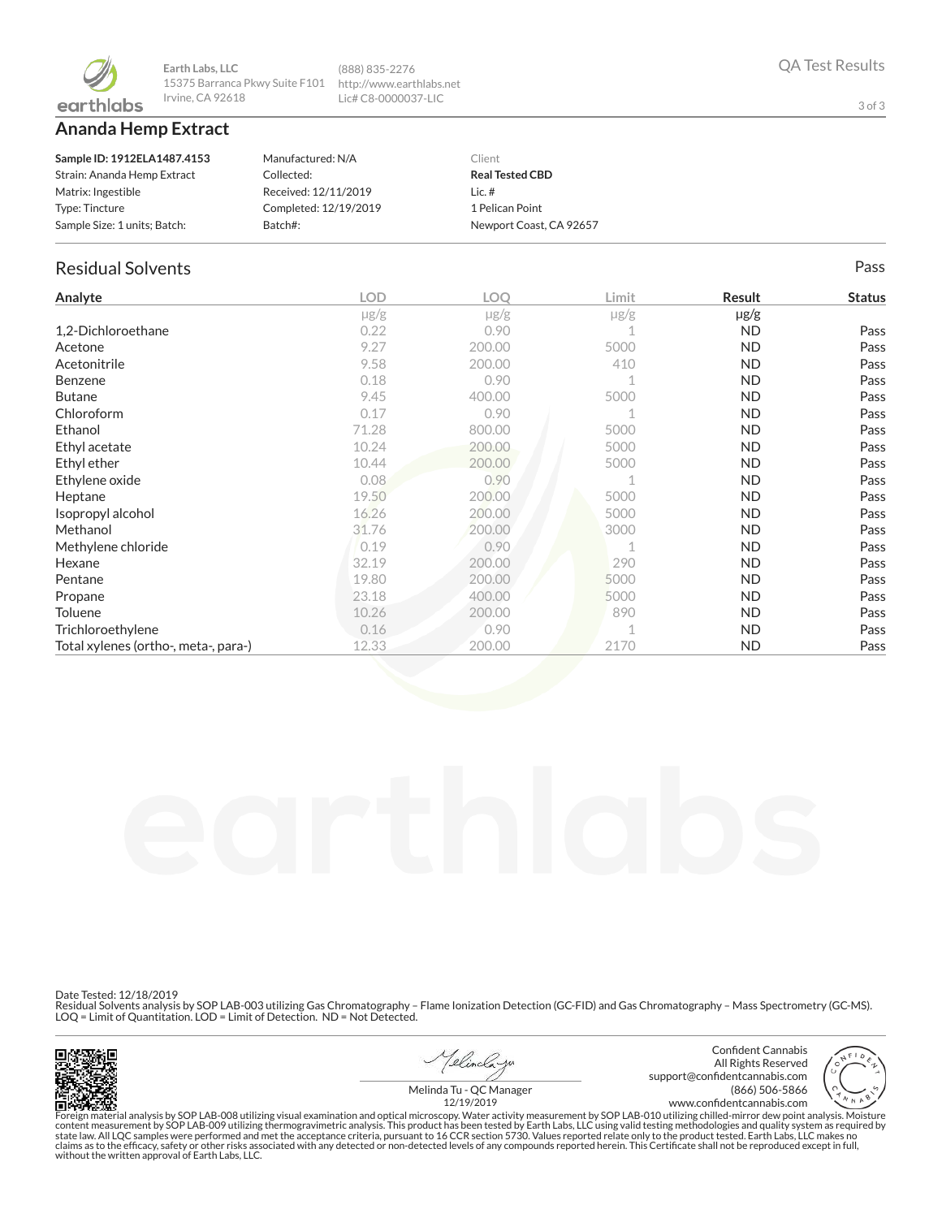Earth Labs, LLC
15375 Barranca Pkwy Suite F101
Irvine, CA 92618

(888) 835-2276
http://www.earthlabs.net
Lic# C8-0000037-LIC

QA Test Results

# Ananda Hemp Extract

| | | |
|---|---|---|
| **Sample ID: 1912ELA1487.4153** | Manufactured: N/A | Client |
| Strain: Ananda Hemp Extract | Collected: | **Real Tested CBD** |
| Matrix: Ingestible | Received: 12/11/2019 | Lic. # |
| Type: Tincture | Completed: 12/19/2019 | 1 Pelican Point |
| Sample Size: 1 units; Batch: | Batch#: | Newport Coast, CA 92657 |

## Residual Solvents

Pass

| Analyte | LOD | LOQ | Limit | Result | Status |
|---|---|---|---|---|---|
| | μg/g | μg/g | μg/g | μg/g | |
| 1,2-Dichloroethane | 0.22 | 0.90 | 1 | ND | Pass |
| Acetone | 9.27 | 200.00 | 5000 | ND | Pass |
| Acetonitrile | 9.58 | 200.00 | 410 | ND | Pass |
| Benzene | 0.18 | 0.90 | 1 | ND | Pass |
| Butane | 9.45 | 400.00 | 5000 | ND | Pass |
| Chloroform | 0.17 | 0.90 | 1 | ND | Pass |
| Ethanol | 71.28 | 800.00 | 5000 | ND | Pass |
| Ethyl acetate | 10.24 | 200.00 | 5000 | ND | Pass |
| Ethyl ether | 10.44 | 200.00 | 5000 | ND | Pass |
| Ethylene oxide | 0.08 | 0.90 | 1 | ND | Pass |
| Heptane | 19.50 | 200.00 | 5000 | ND | Pass |
| Isopropyl alcohol | 16.26 | 200.00 | 5000 | ND | Pass |
| Methanol | 31.76 | 200.00 | 3000 | ND | Pass |
| Methylene chloride | 0.19 | 0.90 | 1 | ND | Pass |
| Hexane | 32.19 | 200.00 | 290 | ND | Pass |
| Pentane | 19.80 | 200.00 | 5000 | ND | Pass |
| Propane | 23.18 | 400.00 | 5000 | ND | Pass |
| Toluene | 10.26 | 200.00 | 890 | ND | Pass |
| Trichloroethylene | 0.16 | 0.90 | 1 | ND | Pass |
| Total xylenes (ortho-, meta-, para-) | 12.33 | 200.00 | 2170 | ND | Pass |

Date Tested: 12/18/2019
Residual Solvents analysis by SOP LAB-003 utilizing Gas Chromatography – Flame Ionization Detection (GC-FID) and Gas Chromatography – Mass Spectrometry (GC-MS).
LOQ = Limit of Quantitation. LOD = Limit of Detection. ND = Not Detected.

Melinda Tu - QC Manager
12/19/2019

Confident Cannabis
All Rights Reserved
support@confidentcannabis.com
(866) 506-5866
www.confidentcannabis.com

Foreign material analysis by SOP LAB-008 utilizing visual examination and optical microscopy. Water activity measurement by SOP LAB-010 utilizing chilled-mirror dew point analysis. Moisture content measurement by SOP LAB-009 utilizing thermogravimetric analysis. This product has been tested by Earth Labs, LLC using valid testing methodologies and quality system as required by state law. All LQC samples were performed and met the acceptance criteria, pursuant to 16 CCR section 5730. Values reported relate only to the product tested. Earth Labs, LLC makes no claims as to the efficacy, safety or other risks associated with any detected or non-detected levels of any compounds reported herein. This Certificate shall not be reproduced except in full, without the written approval of Earth Labs, LLC.